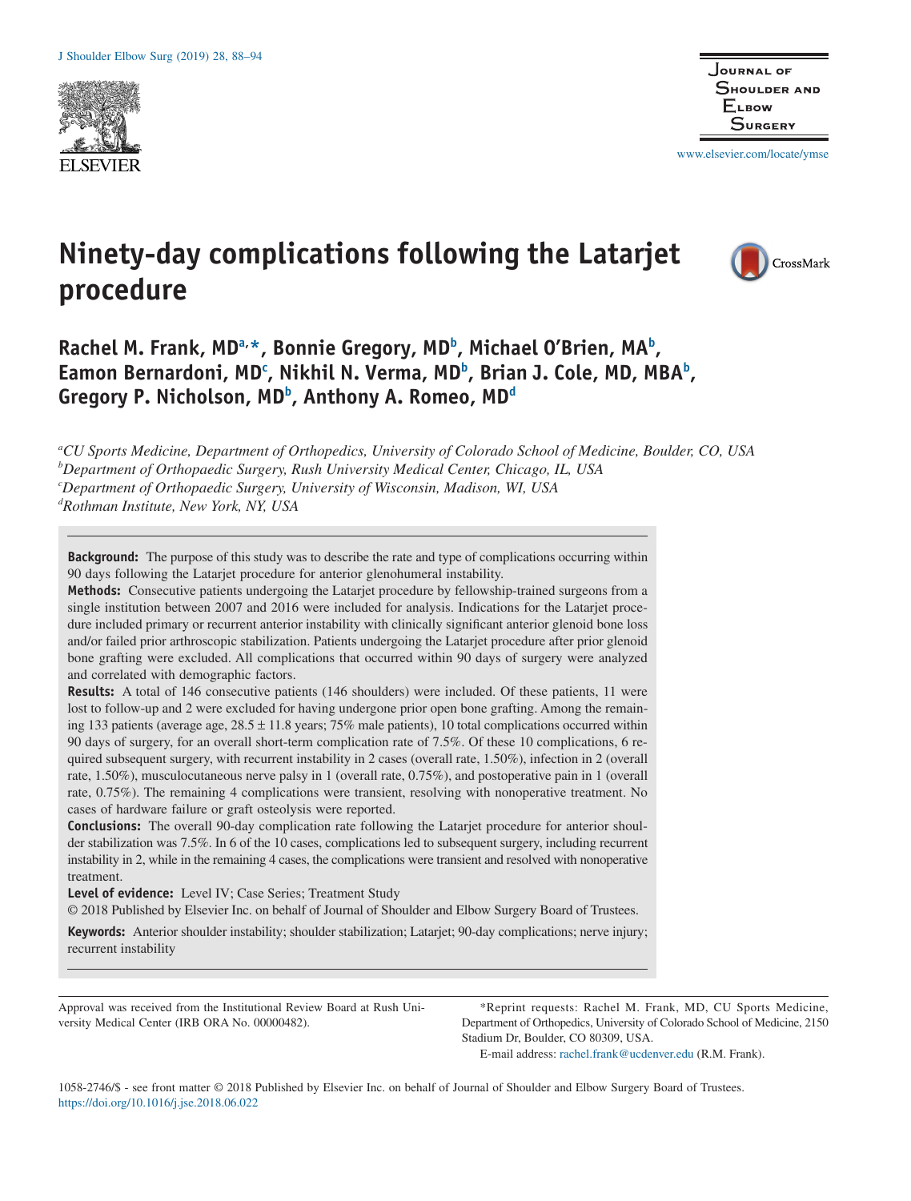# Ninety-day complications following the Latarjet procedure

**Rachel M. Frank, MD[a,*], Bonnie Gregory, MD[b], Michael O'Brien, MA[b], Eamon Bernardoni, MD[c], Nikhil N. Verma, MD[b], Brian J. Cole, MD, MBA[b], Gregory P. Nicholson, MD[b], Anthony A. Romeo, MD[d]**

[a]*CU Sports Medicine, Department of Orthopedics, University of Colorado School of Medicine, Boulder, CO, USA*
[b]*Department of Orthopaedic Surgery, Rush University Medical Center, Chicago, IL, USA*
[c]*Department of Orthopaedic Surgery, University of Wisconsin, Madison, WI, USA*
[d]*Rothman Institute, New York, NY, USA*

**Background:** The purpose of this study was to describe the rate and type of complications occurring within 90 days following the Latarjet procedure for anterior glenohumeral instability.

**Methods:** Consecutive patients undergoing the Latarjet procedure by fellowship-trained surgeons from a single institution between 2007 and 2016 were included for analysis. Indications for the Latarjet procedure included primary or recurrent anterior instability with clinically significant anterior glenoid bone loss and/or failed prior arthroscopic stabilization. Patients undergoing the Latarjet procedure after prior glenoid bone grafting were excluded. All complications that occurred within 90 days of surgery were analyzed and correlated with demographic factors.

**Results:** A total of 146 consecutive patients (146 shoulders) were included. Of these patients, 11 were lost to follow-up and 2 were excluded for having undergone prior open bone grafting. Among the remaining 133 patients (average age, 28.5 ± 11.8 years; 75% male patients), 10 total complications occurred within 90 days of surgery, for an overall short-term complication rate of 7.5%. Of these 10 complications, 6 required subsequent surgery, with recurrent instability in 2 cases (overall rate, 1.50%), infection in 2 (overall rate, 1.50%), musculocutaneous nerve palsy in 1 (overall rate, 0.75%), and postoperative pain in 1 (overall rate, 0.75%). The remaining 4 complications were transient, resolving with nonoperative treatment. No cases of hardware failure or graft osteolysis were reported.

**Conclusions:** The overall 90-day complication rate following the Latarjet procedure for anterior shoulder stabilization was 7.5%. In 6 of the 10 cases, complications led to subsequent surgery, including recurrent instability in 2, while in the remaining 4 cases, the complications were transient and resolved with nonoperative treatment.

**Level of evidence:** Level IV; Case Series; Treatment Study

© 2018 Published by Elsevier Inc. on behalf of Journal of Shoulder and Elbow Surgery Board of Trustees.

**Keywords:** Anterior shoulder instability; shoulder stabilization; Latarjet; 90-day complications; nerve injury; recurrent instability

Approval was received from the Institutional Review Board at Rush University Medical Center (IRB ORA No. 00000482).

*Reprint requests: Rachel M. Frank, MD, CU Sports Medicine, Department of Orthopedics, University of Colorado School of Medicine, 2150 Stadium Dr, Boulder, CO 80309, USA.

E-mail address: rachel.frank@ucdenver.edu (R.M. Frank).

1058-2746/$ - see front matter © 2018 Published by Elsevier Inc. on behalf of Journal of Shoulder and Elbow Surgery Board of Trustees.
https://doi.org/10.1016/j.jse.2018.06.022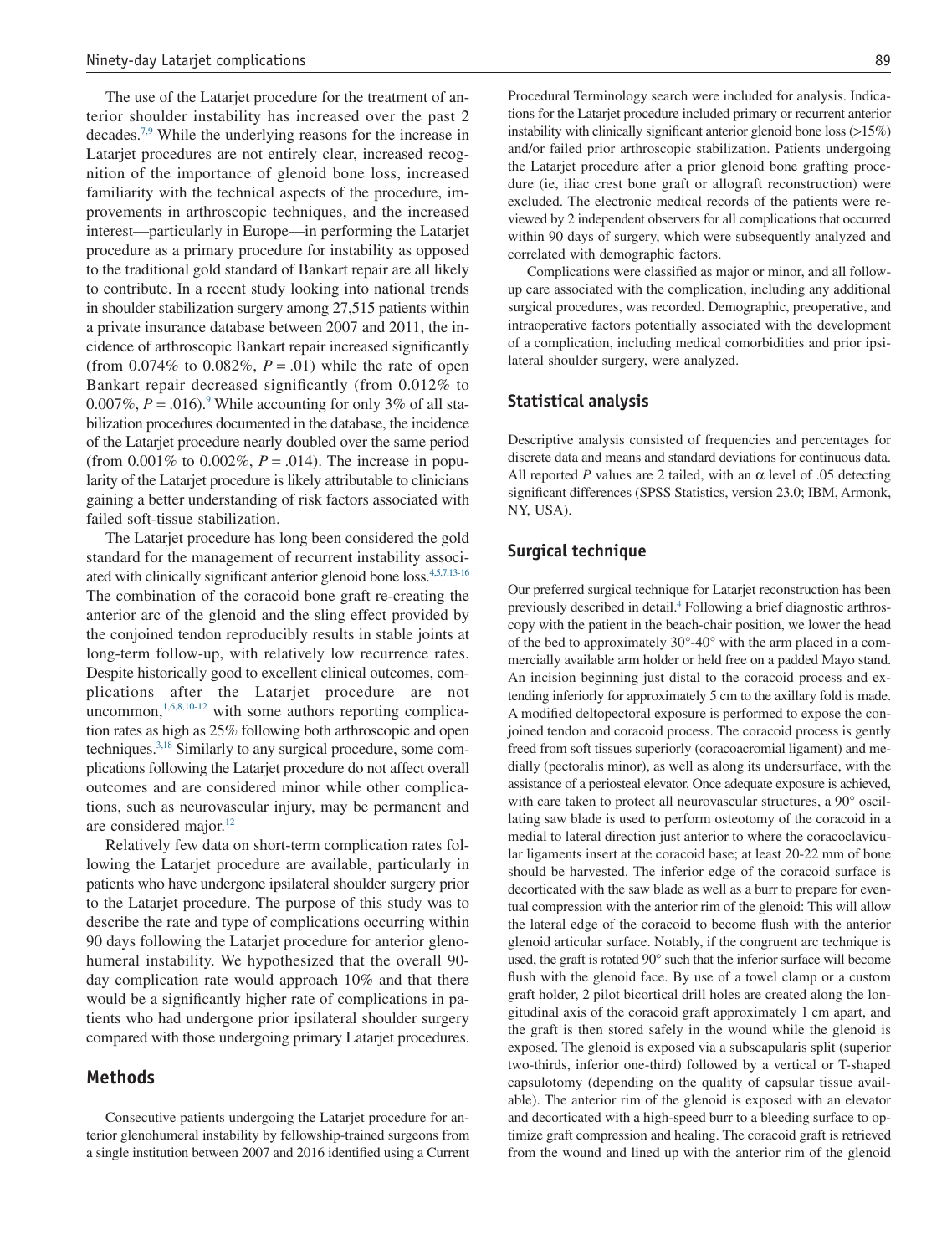The use of the Latarjet procedure for the treatment of anterior shoulder instability has increased over the past 2 decades.[7,9] While the underlying reasons for the increase in Latarjet procedures are not entirely clear, increased recognition of the importance of glenoid bone loss, increased familiarity with the technical aspects of the procedure, improvements in arthroscopic techniques, and the increased interest—particularly in Europe—in performing the Latarjet procedure as a primary procedure for instability as opposed to the traditional gold standard of Bankart repair are all likely to contribute. In a recent study looking into national trends in shoulder stabilization surgery among 27,515 patients within a private insurance database between 2007 and 2011, the incidence of arthroscopic Bankart repair increased significantly (from 0.074% to 0.082%, $P = .01$) while the rate of open Bankart repair decreased significantly (from 0.012% to 0.007%, $P = .016$).[9] While accounting for only 3% of all stabilization procedures documented in the database, the incidence of the Latarjet procedure nearly doubled over the same period (from 0.001% to 0.002%, $P = .014$). The increase in popularity of the Latarjet procedure is likely attributable to clinicians gaining a better understanding of risk factors associated with failed soft-tissue stabilization.

The Latarjet procedure has long been considered the gold standard for the management of recurrent instability associated with clinically significant anterior glenoid bone loss.[4,5,7,13-16] The combination of the coracoid bone graft re-creating the anterior arc of the glenoid and the sling effect provided by the conjoined tendon reproducibly results in stable joints at long-term follow-up, with relatively low recurrence rates. Despite historically good to excellent clinical outcomes, complications after the Latarjet procedure are not uncommon,[1,6,8,10-12] with some authors reporting complication rates as high as 25% following both arthroscopic and open techniques.[3,18] Similarly to any surgical procedure, some complications following the Latarjet procedure do not affect overall outcomes and are considered minor while other complications, such as neurovascular injury, may be permanent and are considered major.[12]

Relatively few data on short-term complication rates following the Latarjet procedure are available, particularly in patients who have undergone ipsilateral shoulder surgery prior to the Latarjet procedure. The purpose of this study was to describe the rate and type of complications occurring within 90 days following the Latarjet procedure for anterior glenohumeral instability. We hypothesized that the overall 90-day complication rate would approach 10% and that there would be a significantly higher rate of complications in patients who had undergone prior ipsilateral shoulder surgery compared with those undergoing primary Latarjet procedures.

## Methods

Consecutive patients undergoing the Latarjet procedure for anterior glenohumeral instability by fellowship-trained surgeons from a single institution between 2007 and 2016 identified using a Current Procedural Terminology search were included for analysis. Indications for the Latarjet procedure included primary or recurrent anterior instability with clinically significant anterior glenoid bone loss (>15%) and/or failed prior arthroscopic stabilization. Patients undergoing the Latarjet procedure after a prior glenoid bone grafting procedure (ie, iliac crest bone graft or allograft reconstruction) were excluded. The electronic medical records of the patients were reviewed by 2 independent observers for all complications that occurred within 90 days of surgery, which were subsequently analyzed and correlated with demographic factors.

Complications were classified as major or minor, and all follow-up care associated with the complication, including any additional surgical procedures, was recorded. Demographic, preoperative, and intraoperative factors potentially associated with the development of a complication, including medical comorbidities and prior ipsilateral shoulder surgery, were analyzed.

### Statistical analysis

Descriptive analysis consisted of frequencies and percentages for discrete data and means and standard deviations for continuous data. All reported $P$ values are 2 tailed, with an $\alpha$ level of .05 detecting significant differences (SPSS Statistics, version 23.0; IBM, Armonk, NY, USA).

### Surgical technique

Our preferred surgical technique for Latarjet reconstruction has been previously described in detail.[4] Following a brief diagnostic arthroscopy with the patient in the beach-chair position, we lower the head of the bed to approximately 30°-40° with the arm placed in a commercially available arm holder or held free on a padded Mayo stand. An incision beginning just distal to the coracoid process and extending inferiorly for approximately 5 cm to the axillary fold is made. A modified deltopectoral exposure is performed to expose the conjoined tendon and coracoid process. The coracoid process is gently freed from soft tissues superiorly (coracoacromial ligament) and medially (pectoralis minor), as well as along its undersurface, with the assistance of a periosteal elevator. Once adequate exposure is achieved, with care taken to protect all neurovascular structures, a 90° oscillating saw blade is used to perform osteotomy of the coracoid in a medial to lateral direction just anterior to where the coracoclavicular ligaments insert at the coracoid base; at least 20-22 mm of bone should be harvested. The inferior edge of the coracoid surface is decorticated with the saw blade as well as a burr to prepare for eventual compression with the anterior rim of the glenoid: This will allow the lateral edge of the coracoid to become flush with the anterior glenoid articular surface. Notably, if the congruent arc technique is used, the graft is rotated 90° such that the inferior surface will become flush with the glenoid face. By use of a towel clamp or a custom graft holder, 2 pilot bicortical drill holes are created along the longitudinal axis of the coracoid graft approximately 1 cm apart, and the graft is then stored safely in the wound while the glenoid is exposed. The glenoid is exposed via a subscapularis split (superior two-thirds, inferior one-third) followed by a vertical or T-shaped capsulotomy (depending on the quality of capsular tissue available). The anterior rim of the glenoid is exposed with an elevator and decorticated with a high-speed burr to a bleeding surface to optimize graft compression and healing. The coracoid graft is retrieved from the wound and lined up with the anterior rim of the glenoid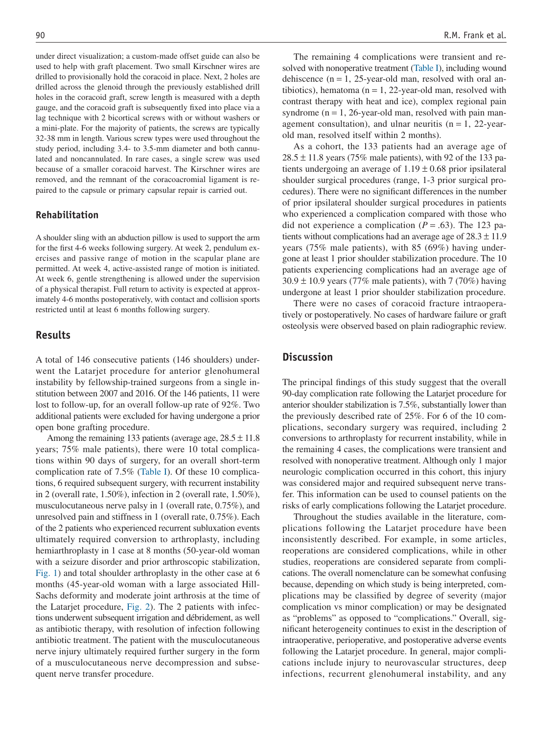under direct visualization; a custom-made offset guide can also be used to help with graft placement. Two small Kirschner wires are drilled to provisionally hold the coracoid in place. Next, 2 holes are drilled across the glenoid through the previously established drill holes in the coracoid graft, screw length is measured with a depth gauge, and the coracoid graft is subsequently fixed into place via a lag technique with 2 bicortical screws with or without washers or a mini-plate. For the majority of patients, the screws are typically 32-38 mm in length. Various screw types were used throughout the study period, including 3.4- to 3.5-mm diameter and both cannulated and noncannulated. In rare cases, a single screw was used because of a smaller coracoid harvest. The Kirschner wires are removed, and the remnant of the coracoacromial ligament is repaired to the capsule or primary capsular repair is carried out.

### Rehabilitation

A shoulder sling with an abduction pillow is used to support the arm for the first 4-6 weeks following surgery. At week 2, pendulum exercises and passive range of motion in the scapular plane are permitted. At week 4, active-assisted range of motion is initiated. At week 6, gentle strengthening is allowed under the supervision of a physical therapist. Full return to activity is expected at approximately 4-6 months postoperatively, with contact and collision sports restricted until at least 6 months following surgery.

## Results

A total of 146 consecutive patients (146 shoulders) underwent the Latarjet procedure for anterior glenohumeral instability by fellowship-trained surgeons from a single institution between 2007 and 2016. Of the 146 patients, 11 were lost to follow-up, for an overall follow-up rate of 92%. Two additional patients were excluded for having undergone a prior open bone grafting procedure.

Among the remaining 133 patients (average age, 28.5 ± 11.8 years; 75% male patients), there were 10 total complications within 90 days of surgery, for an overall short-term complication rate of 7.5% (Table I). Of these 10 complications, 6 required subsequent surgery, with recurrent instability in 2 (overall rate, 1.50%), infection in 2 (overall rate, 1.50%), musculocutaneous nerve palsy in 1 (overall rate, 0.75%), and unresolved pain and stiffness in 1 (overall rate, 0.75%). Each of the 2 patients who experienced recurrent subluxation events ultimately required conversion to arthroplasty, including hemiarthroplasty in 1 case at 8 months (50-year-old woman with a seizure disorder and prior arthroscopic stabilization, Fig. 1) and total shoulder arthroplasty in the other case at 6 months (45-year-old woman with a large associated Hill-Sachs deformity and moderate joint arthrosis at the time of the Latarjet procedure, Fig. 2). The 2 patients with infections underwent subsequent irrigation and débridement, as well as antibiotic therapy, with resolution of infection following antibiotic treatment. The patient with the musculocutaneous nerve injury ultimately required further surgery in the form of a musculocutaneous nerve decompression and subsequent nerve transfer procedure.

The remaining 4 complications were transient and resolved with nonoperative treatment (Table I), including wound dehiscence (n = 1, 25-year-old man, resolved with oral antibiotics), hematoma (n = 1, 22-year-old man, resolved with contrast therapy with heat and ice), complex regional pain syndrome (n = 1, 26-year-old man, resolved with pain management consultation), and ulnar neuritis (n = 1, 22-year-old man, resolved itself within 2 months).

As a cohort, the 133 patients had an average age of 28.5 ± 11.8 years (75% male patients), with 92 of the 133 patients undergoing an average of 1.19 ± 0.68 prior ipsilateral shoulder surgical procedures (range, 1-3 prior surgical procedures). There were no significant differences in the number of prior ipsilateral shoulder surgical procedures in patients who experienced a complication compared with those who did not experience a complication ($P = .63$). The 123 patients without complications had an average age of 28.3 ± 11.9 years (75% male patients), with 85 (69%) having undergone at least 1 prior shoulder stabilization procedure. The 10 patients experiencing complications had an average age of 30.9 ± 10.9 years (77% male patients), with 7 (70%) having undergone at least 1 prior shoulder stabilization procedure.

There were no cases of coracoid fracture intraoperatively or postoperatively. No cases of hardware failure or graft osteolysis were observed based on plain radiographic review.

## Discussion

The principal findings of this study suggest that the overall 90-day complication rate following the Latarjet procedure for anterior shoulder stabilization is 7.5%, substantially lower than the previously described rate of 25%. For 6 of the 10 complications, secondary surgery was required, including 2 conversions to arthroplasty for recurrent instability, while in the remaining 4 cases, the complications were transient and resolved with nonoperative treatment. Although only 1 major neurologic complication occurred in this cohort, this injury was considered major and required subsequent nerve transfer. This information can be used to counsel patients on the risks of early complications following the Latarjet procedure.

Throughout the studies available in the literature, complications following the Latarjet procedure have been inconsistently described. For example, in some articles, reoperations are considered complications, while in other studies, reoperations are considered separate from complications. The overall nomenclature can be somewhat confusing because, depending on which study is being interpreted, complications may be classified by degree of severity (major complication vs minor complication) or may be designated as "problems" as opposed to "complications." Overall, significant heterogeneity continues to exist in the description of intraoperative, perioperative, and postoperative adverse events following the Latarjet procedure. In general, major complications include injury to neurovascular structures, deep infections, recurrent glenohumeral instability, and any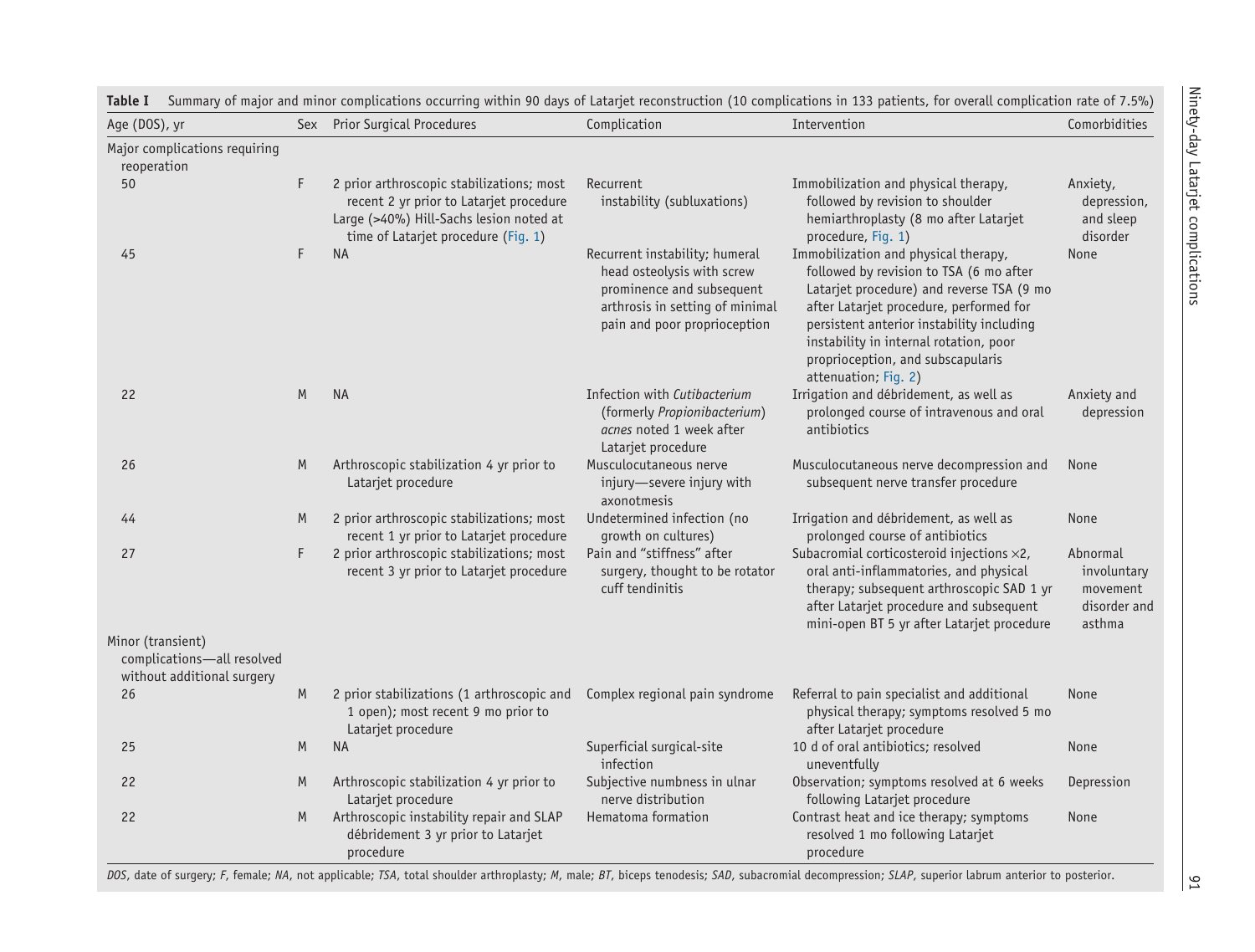**Table I** Summary of major and minor complications occurring within 90 days of Latarjet reconstruction (10 complications in 133 patients, for overall complication rate of 7.5%)

| Age (DOS), yr | Sex | Prior Surgical Procedures | Complication | Intervention | Comorbidities |
|---|---|---|---|---|---|
| Major complications requiring reoperation | | | | | |
| 50 | F | 2 prior arthroscopic stabilizations; most recent 2 yr prior to Latarjet procedure Large (>40%) Hill-Sachs lesion noted at time of Latarjet procedure (Fig. 1) | Recurrent instability (subluxations) | Immobilization and physical therapy, followed by revision to shoulder hemiarthroplasty (8 mo after Latarjet procedure, Fig. 1) | Anxiety, depression, and sleep disorder |
| 45 | F | NA | Recurrent instability; humeral head osteolysis with screw prominence and subsequent arthrosis in setting of minimal pain and poor proprioception | Immobilization and physical therapy, followed by revision to TSA (6 mo after Latarjet procedure) and reverse TSA (9 mo after Latarjet procedure, performed for persistent anterior instability including instability in internal rotation, poor proprioception, and subscapularis attenuation; Fig. 2) | None |
| 22 | M | NA | Infection with *Cutibacterium* (formerly *Propionibacterium*) *acnes* noted 1 week after Latarjet procedure | Irrigation and débridement, as well as prolonged course of intravenous and oral antibiotics | Anxiety and depression |
| 26 | M | Arthroscopic stabilization 4 yr prior to Latarjet procedure | Musculocutaneous nerve injury—severe injury with axonotmesis | Musculocutaneous nerve decompression and subsequent nerve transfer procedure | None |
| 44 | M | 2 prior arthroscopic stabilizations; most recent 1 yr prior to Latarjet procedure | Undetermined infection (no growth on cultures) | Irrigation and débridement, as well as prolonged course of antibiotics | None |
| 27 | F | 2 prior arthroscopic stabilizations; most recent 3 yr prior to Latarjet procedure | Pain and "stiffness" after surgery, thought to be rotator cuff tendinitis | Subacromial corticosteroid injections ×2, oral anti-inflammatories, and physical therapy; subsequent arthroscopic SAD 1 yr after Latarjet procedure and subsequent mini-open BT 5 yr after Latarjet procedure | Abnormal involuntary movement disorder and asthma |
| Minor (transient) complications—all resolved without additional surgery | | | | | |
| 26 | M | 2 prior stabilizations (1 arthroscopic and 1 open); most recent 9 mo prior to Latarjet procedure | Complex regional pain syndrome | Referral to pain specialist and additional physical therapy; symptoms resolved 5 mo after Latarjet procedure | None |
| 25 | M | NA | Superficial surgical-site infection | 10 d of oral antibiotics; resolved uneventfully | None |
| 22 | M | Arthroscopic stabilization 4 yr prior to Latarjet procedure | Subjective numbness in ulnar nerve distribution | Observation; symptoms resolved at 6 weeks following Latarjet procedure | Depression |
| 22 | M | Arthroscopic instability repair and SLAP débridement 3 yr prior to Latarjet procedure | Hematoma formation | Contrast heat and ice therapy; symptoms resolved 1 mo following Latarjet procedure | None |

*DOS*, date of surgery; *F*, female; *NA*, not applicable; *TSA*, total shoulder arthroplasty; *M*, male; *BT*, biceps tenodesis; *SAD*, subacromial decompression; *SLAP*, superior labrum anterior to posterior.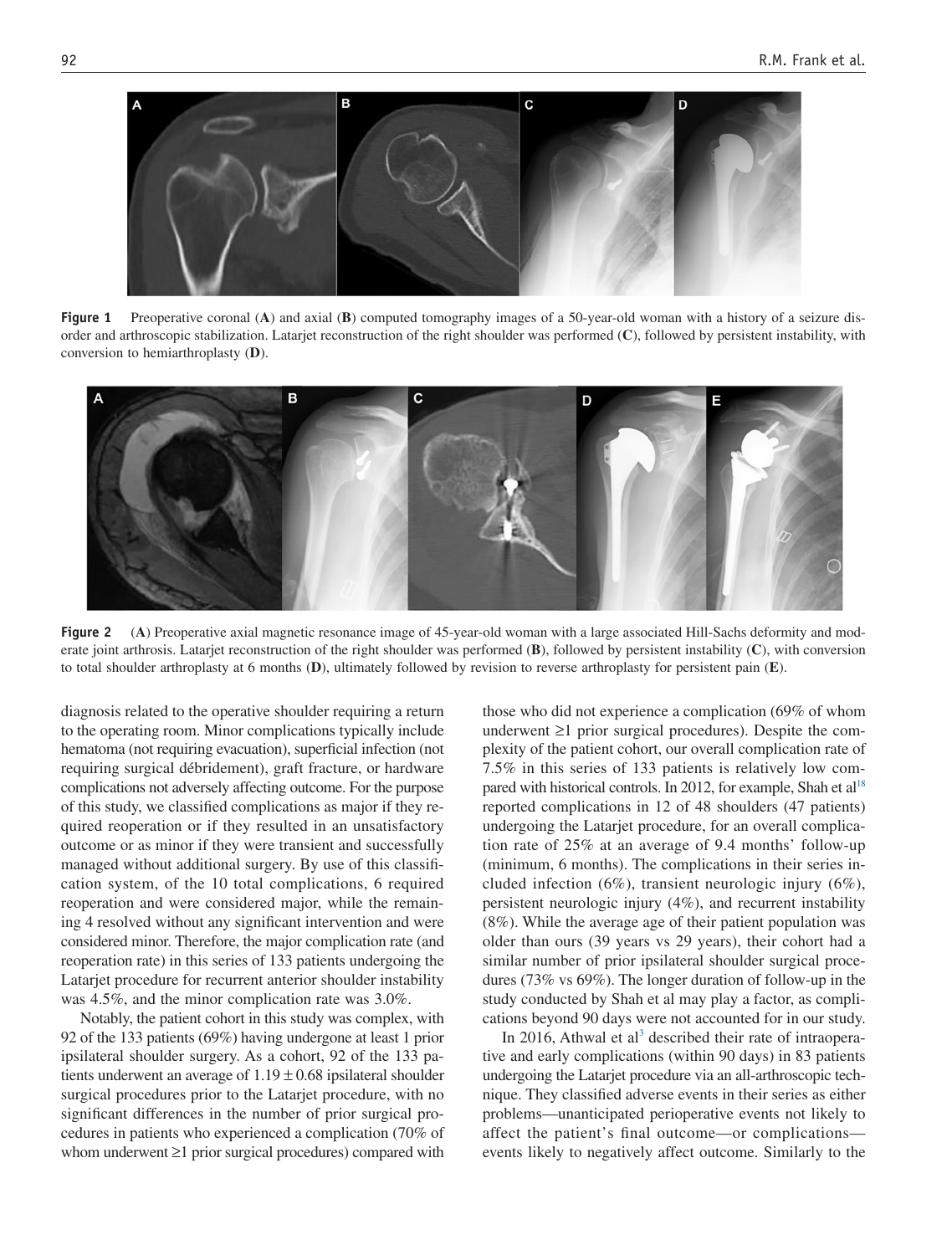**Figure 1** Preoperative coronal (**A**) and axial (**B**) computed tomography images of a 50-year-old woman with a history of a seizure disorder and arthroscopic stabilization. Latarjet reconstruction of the right shoulder was performed (**C**), followed by persistent instability, with conversion to hemiarthroplasty (**D**).

**Figure 2** (**A**) Preoperative axial magnetic resonance image of 45-year-old woman with a large associated Hill-Sachs deformity and moderate joint arthrosis. Latarjet reconstruction of the right shoulder was performed (**B**), followed by persistent instability (**C**), with conversion to total shoulder arthroplasty at 6 months (**D**), ultimately followed by revision to reverse arthroplasty for persistent pain (**E**).

diagnosis related to the operative shoulder requiring a return to the operating room. Minor complications typically include hematoma (not requiring evacuation), superficial infection (not requiring surgical débridement), graft fracture, or hardware complications not adversely affecting outcome. For the purpose of this study, we classified complications as major if they required reoperation or if they resulted in an unsatisfactory outcome or as minor if they were transient and successfully managed without additional surgery. By use of this classification system, of the 10 total complications, 6 required reoperation and were considered major, while the remaining 4 resolved without any significant intervention and were considered minor. Therefore, the major complication rate (and reoperation rate) in this series of 133 patients undergoing the Latarjet procedure for recurrent anterior shoulder instability was 4.5%, and the minor complication rate was 3.0%.

Notably, the patient cohort in this study was complex, with 92 of the 133 patients (69%) having undergone at least 1 prior ipsilateral shoulder surgery. As a cohort, 92 of the 133 patients underwent an average of $1.19 \pm 0.68$ ipsilateral shoulder surgical procedures prior to the Latarjet procedure, with no significant differences in the number of prior surgical procedures in patients who experienced a complication (70% of whom underwent ≥1 prior surgical procedures) compared with those who did not experience a complication (69% of whom underwent ≥1 prior surgical procedures). Despite the complexity of the patient cohort, our overall complication rate of 7.5% in this series of 133 patients is relatively low compared with historical controls. In 2012, for example, Shah et al[18] reported complications in 12 of 48 shoulders (47 patients) undergoing the Latarjet procedure, for an overall complication rate of 25% at an average of 9.4 months' follow-up (minimum, 6 months). The complications in their series included infection (6%), transient neurologic injury (6%), persistent neurologic injury (4%), and recurrent instability (8%). While the average age of their patient population was older than ours (39 years vs 29 years), their cohort had a similar number of prior ipsilateral shoulder surgical procedures (73% vs 69%). The longer duration of follow-up in the study conducted by Shah et al may play a factor, as complications beyond 90 days were not accounted for in our study.

In 2016, Athwal et al[3] described their rate of intraoperative and early complications (within 90 days) in 83 patients undergoing the Latarjet procedure via an all-arthroscopic technique. They classified adverse events in their series as either problems—unanticipated perioperative events not likely to affect the patient's final outcome—or complications—events likely to negatively affect outcome. Similarly to the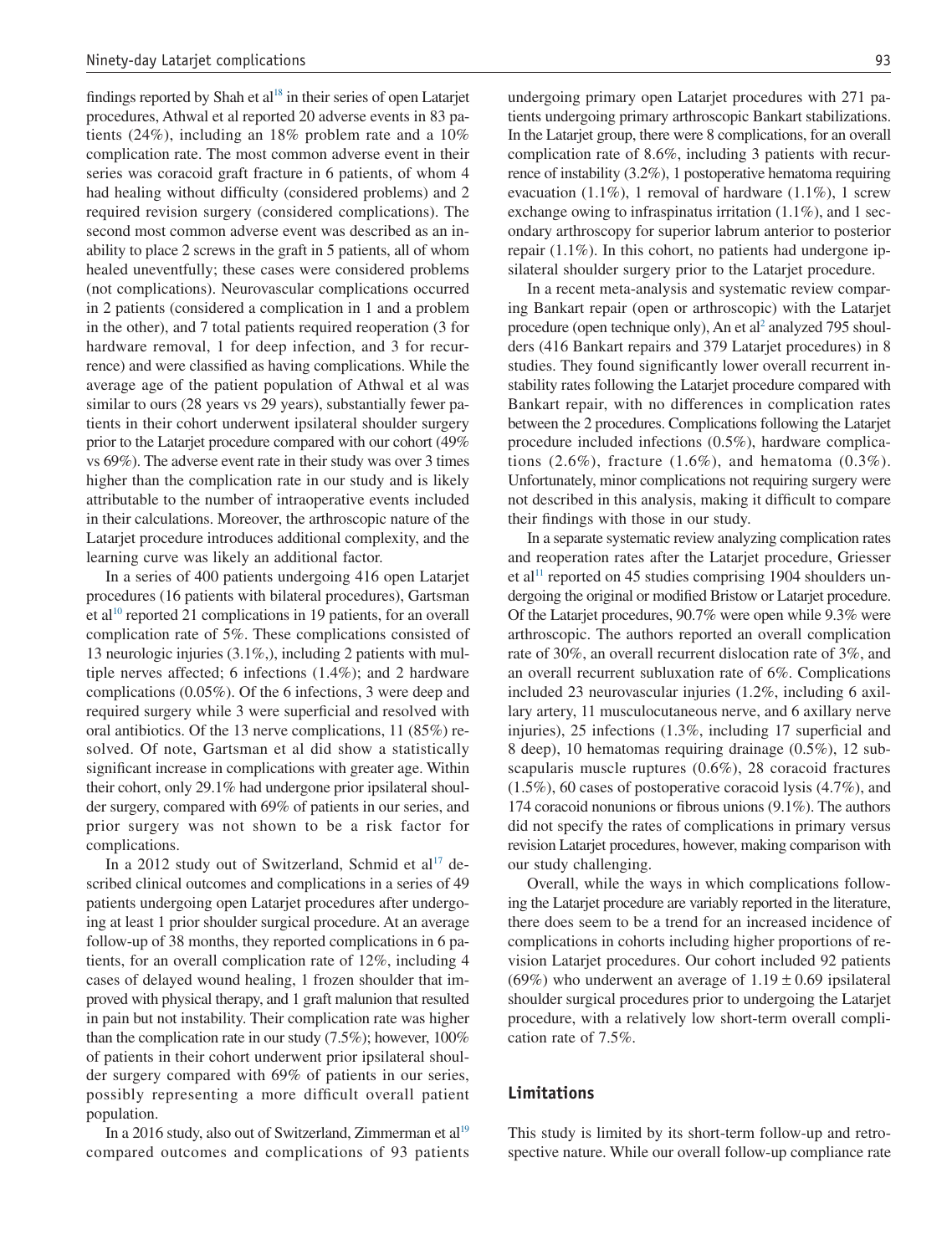findings reported by Shah et al[18] in their series of open Latarjet procedures, Athwal et al reported 20 adverse events in 83 patients (24%), including an 18% problem rate and a 10% complication rate. The most common adverse event in their series was coracoid graft fracture in 6 patients, of whom 4 had healing without difficulty (considered problems) and 2 required revision surgery (considered complications). The second most common adverse event was described as an inability to place 2 screws in the graft in 5 patients, all of whom healed uneventfully; these cases were considered problems (not complications). Neurovascular complications occurred in 2 patients (considered a complication in 1 and a problem in the other), and 7 total patients required reoperation (3 for hardware removal, 1 for deep infection, and 3 for recurrence) and were classified as having complications. While the average age of the patient population of Athwal et al was similar to ours (28 years vs 29 years), substantially fewer patients in their cohort underwent ipsilateral shoulder surgery prior to the Latarjet procedure compared with our cohort (49% vs 69%). The adverse event rate in their study was over 3 times higher than the complication rate in our study and is likely attributable to the number of intraoperative events included in their calculations. Moreover, the arthroscopic nature of the Latarjet procedure introduces additional complexity, and the learning curve was likely an additional factor.

In a series of 400 patients undergoing 416 open Latarjet procedures (16 patients with bilateral procedures), Gartsman et al[10] reported 21 complications in 19 patients, for an overall complication rate of 5%. These complications consisted of 13 neurologic injuries (3.1%,), including 2 patients with multiple nerves affected; 6 infections (1.4%); and 2 hardware complications (0.05%). Of the 6 infections, 3 were deep and required surgery while 3 were superficial and resolved with oral antibiotics. Of the 13 nerve complications, 11 (85%) resolved. Of note, Gartsman et al did show a statistically significant increase in complications with greater age. Within their cohort, only 29.1% had undergone prior ipsilateral shoulder surgery, compared with 69% of patients in our series, and prior surgery was not shown to be a risk factor for complications.

In a 2012 study out of Switzerland, Schmid et al[17] described clinical outcomes and complications in a series of 49 patients undergoing open Latarjet procedures after undergoing at least 1 prior shoulder surgical procedure. At an average follow-up of 38 months, they reported complications in 6 patients, for an overall complication rate of 12%, including 4 cases of delayed wound healing, 1 frozen shoulder that improved with physical therapy, and 1 graft malunion that resulted in pain but not instability. Their complication rate was higher than the complication rate in our study (7.5%); however, 100% of patients in their cohort underwent prior ipsilateral shoulder surgery compared with 69% of patients in our series, possibly representing a more difficult overall patient population.

In a 2016 study, also out of Switzerland, Zimmerman et al[19] compared outcomes and complications of 93 patients undergoing primary open Latarjet procedures with 271 patients undergoing primary arthroscopic Bankart stabilizations. In the Latarjet group, there were 8 complications, for an overall complication rate of 8.6%, including 3 patients with recurrence of instability (3.2%), 1 postoperative hematoma requiring evacuation (1.1%), 1 removal of hardware (1.1%), 1 screw exchange owing to infraspinatus irritation (1.1%), and 1 secondary arthroscopy for superior labrum anterior to posterior repair (1.1%). In this cohort, no patients had undergone ipsilateral shoulder surgery prior to the Latarjet procedure.

In a recent meta-analysis and systematic review comparing Bankart repair (open or arthroscopic) with the Latarjet procedure (open technique only), An et al[2] analyzed 795 shoulders (416 Bankart repairs and 379 Latarjet procedures) in 8 studies. They found significantly lower overall recurrent instability rates following the Latarjet procedure compared with Bankart repair, with no differences in complication rates between the 2 procedures. Complications following the Latarjet procedure included infections (0.5%), hardware complications (2.6%), fracture (1.6%), and hematoma (0.3%). Unfortunately, minor complications not requiring surgery were not described in this analysis, making it difficult to compare their findings with those in our study.

In a separate systematic review analyzing complication rates and reoperation rates after the Latarjet procedure, Griesser et al[11] reported on 45 studies comprising 1904 shoulders undergoing the original or modified Bristow or Latarjet procedure. Of the Latarjet procedures, 90.7% were open while 9.3% were arthroscopic. The authors reported an overall complication rate of 30%, an overall recurrent dislocation rate of 3%, and an overall recurrent subluxation rate of 6%. Complications included 23 neurovascular injuries (1.2%, including 6 axillary artery, 11 musculocutaneous nerve, and 6 axillary nerve injuries), 25 infections (1.3%, including 17 superficial and 8 deep), 10 hematomas requiring drainage (0.5%), 12 subscapularis muscle ruptures (0.6%), 28 coracoid fractures (1.5%), 60 cases of postoperative coracoid lysis (4.7%), and 174 coracoid nonunions or fibrous unions (9.1%). The authors did not specify the rates of complications in primary versus revision Latarjet procedures, however, making comparison with our study challenging.

Overall, while the ways in which complications following the Latarjet procedure are variably reported in the literature, there does seem to be a trend for an increased incidence of complications in cohorts including higher proportions of revision Latarjet procedures. Our cohort included 92 patients (69%) who underwent an average of $1.19 \pm 0.69$ ipsilateral shoulder surgical procedures prior to undergoing the Latarjet procedure, with a relatively low short-term overall complication rate of 7.5%.

## Limitations

This study is limited by its short-term follow-up and retrospective nature. While our overall follow-up compliance rate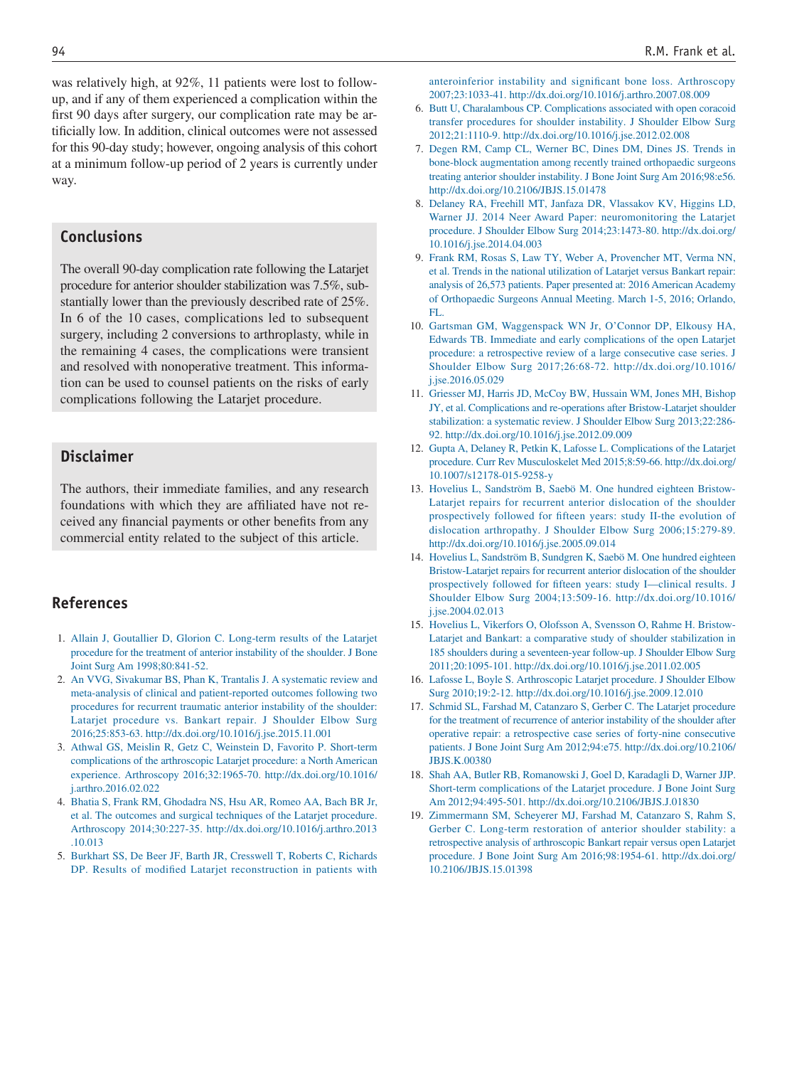was relatively high, at 92%, 11 patients were lost to follow-up, and if any of them experienced a complication within the first 90 days after surgery, our complication rate may be artificially low. In addition, clinical outcomes were not assessed for this 90-day study; however, ongoing analysis of this cohort at a minimum follow-up period of 2 years is currently under way.

## Conclusions

The overall 90-day complication rate following the Latarjet procedure for anterior shoulder stabilization was 7.5%, substantially lower than the previously described rate of 25%. In 6 of the 10 cases, complications led to subsequent surgery, including 2 conversions to arthroplasty, while in the remaining 4 cases, the complications were transient and resolved with nonoperative treatment. This information can be used to counsel patients on the risks of early complications following the Latarjet procedure.

## Disclaimer

The authors, their immediate families, and any research foundations with which they are affiliated have not received any financial payments or other benefits from any commercial entity related to the subject of this article.

## References

1. Allain J, Goutallier D, Glorion C. Long-term results of the Latarjet procedure for the treatment of anterior instability of the shoulder. J Bone Joint Surg Am 1998;80:841-52.
2. An VVG, Sivakumar BS, Phan K, Trantalis J. A systematic review and meta-analysis of clinical and patient-reported outcomes following two procedures for recurrent traumatic anterior instability of the shoulder: Latarjet procedure vs. Bankart repair. J Shoulder Elbow Surg 2016;25:853-63. http://dx.doi.org/10.1016/j.jse.2015.11.001
3. Athwal GS, Meislin R, Getz C, Weinstein D, Favorito P. Short-term complications of the arthroscopic Latarjet procedure: a North American experience. Arthroscopy 2016;32:1965-70. http://dx.doi.org/10.1016/j.arthro.2016.02.022
4. Bhatia S, Frank RM, Ghodadra NS, Hsu AR, Romeo AA, Bach BR Jr, et al. The outcomes and surgical techniques of the Latarjet procedure. Arthroscopy 2014;30:227-35. http://dx.doi.org/10.1016/j.arthro.2013.10.013
5. Burkhart SS, De Beer JF, Barth JR, Cresswell T, Roberts C, Richards DP. Results of modified Latarjet reconstruction in patients with anteroinferior instability and significant bone loss. Arthroscopy 2007;23:1033-41. http://dx.doi.org/10.1016/j.arthro.2007.08.009
6. Butt U, Charalambous CP. Complications associated with open coracoid transfer procedures for shoulder instability. J Shoulder Elbow Surg 2012;21:1110-9. http://dx.doi.org/10.1016/j.jse.2012.02.008
7. Degen RM, Camp CL, Werner BC, Dines DM, Dines JS. Trends in bone-block augmentation among recently trained orthopaedic surgeons treating anterior shoulder instability. J Bone Joint Surg Am 2016;98:e56. http://dx.doi.org/10.2106/JBJS.15.01478
8. Delaney RA, Freehill MT, Janfaza DR, Vlassakov KV, Higgins LD, Warner JJ. 2014 Neer Award Paper: neuromonitoring the Latarjet procedure. J Shoulder Elbow Surg 2014;23:1473-80. http://dx.doi.org/10.1016/j.jse.2014.04.003
9. Frank RM, Rosas S, Law TY, Weber A, Provencher MT, Verma NN, et al. Trends in the national utilization of Latarjet versus Bankart repair: analysis of 26,573 patients. Paper presented at: 2016 American Academy of Orthopaedic Surgeons Annual Meeting. March 1-5, 2016; Orlando, FL.
10. Gartsman GM, Waggenspack WN Jr, O'Connor DP, Elkousy HA, Edwards TB. Immediate and early complications of the open Latarjet procedure: a retrospective review of a large consecutive case series. J Shoulder Elbow Surg 2017;26:68-72. http://dx.doi.org/10.1016/j.jse.2016.05.029
11. Griesser MJ, Harris JD, McCoy BW, Hussain WM, Jones MH, Bishop JY, et al. Complications and re-operations after Bristow-Latarjet shoulder stabilization: a systematic review. J Shoulder Elbow Surg 2013;22:286-92. http://dx.doi.org/10.1016/j.jse.2012.09.009
12. Gupta A, Delaney R, Petkin K, Lafosse L. Complications of the Latarjet procedure. Curr Rev Musculoskelet Med 2015;8:59-66. http://dx.doi.org/10.1007/s12178-015-9258-y
13. Hovelius L, Sandström B, Saebö M. One hundred eighteen Bristow-Latarjet repairs for recurrent anterior dislocation of the shoulder prospectively followed for fifteen years: study II-the evolution of dislocation arthropathy. J Shoulder Elbow Surg 2006;15:279-89. http://dx.doi.org/10.1016/j.jse.2005.09.014
14. Hovelius L, Sandström B, Sundgren K, Saebö M. One hundred eighteen Bristow-Latarjet repairs for recurrent anterior dislocation of the shoulder prospectively followed for fifteen years: study I—clinical results. J Shoulder Elbow Surg 2004;13:509-16. http://dx.doi.org/10.1016/j.jse.2004.02.013
15. Hovelius L, Vikerfors O, Olofsson A, Svensson O, Rahme H. Bristow-Latarjet and Bankart: a comparative study of shoulder stabilization in 185 shoulders during a seventeen-year follow-up. J Shoulder Elbow Surg 2011;20:1095-101. http://dx.doi.org/10.1016/j.jse.2011.02.005
16. Lafosse L, Boyle S. Arthroscopic Latarjet procedure. J Shoulder Elbow Surg 2010;19:2-12. http://dx.doi.org/10.1016/j.jse.2009.12.010
17. Schmid SL, Farshad M, Catanzaro S, Gerber C. The Latarjet procedure for the treatment of recurrence of anterior instability of the shoulder after operative repair: a retrospective case series of forty-nine consecutive patients. J Bone Joint Surg Am 2012;94:e75. http://dx.doi.org/10.2106/JBJS.K.00380
18. Shah AA, Butler RB, Romanowski J, Goel D, Karadagli D, Warner JJP. Short-term complications of the Latarjet procedure. J Bone Joint Surg Am 2012;94:495-501. http://dx.doi.org/10.2106/JBJS.J.01830
19. Zimmermann SM, Scheyerer MJ, Farshad M, Catanzaro S, Rahm S, Gerber C. Long-term restoration of anterior shoulder stability: a retrospective analysis of arthroscopic Bankart repair versus open Latarjet procedure. J Bone Joint Surg Am 2016;98:1954-61. http://dx.doi.org/10.2106/JBJS.15.01398